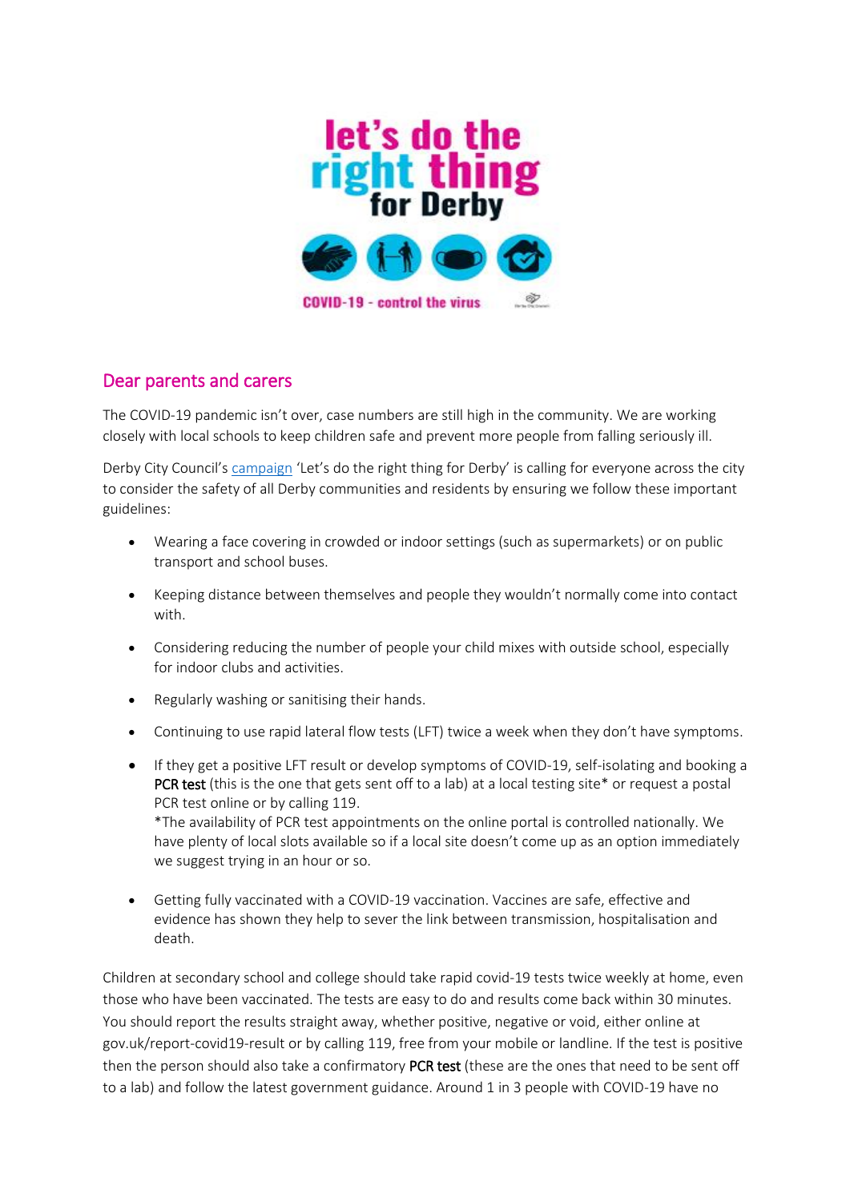## Dear parents and carers

The COVID-19 pandemic isn't over, case numbers are still high in the community. We are working closely with local schools to keep children safe and prevent more people from falling seriously ill.

Derby City Council's campaign 'Let's do the right thing for Derby' is calling for everyone across the city to consider the safety of all Derby communities and residents by ensuring we follow these important guidelines:

- Wearing a face covering in crowded or indoor settings (such as supermarkets) or on public transport and school buses.
- Keeping distance between themselves and people they wouldn't normally come into contact with.
- Considering reducing the number of people your child mixes with outside school, especially for indoor clubs and activities.
- Regularly washing or sanitising their hands.
- Continuing to use rapid lateral flow tests (LFT) twice a week when they don't have symptoms.
- If they get a positive LFT result or develop symptoms of COVID-19, self-isolating and booking a **PCR test** (this is the one that gets sent off to a lab) at a local testing site* or request a postal PCR test online or by calling 119.
  *The availability of PCR test appointments on the online portal is controlled nationally. We have plenty of local slots available so if a local site doesn't come up as an option immediately we suggest trying in an hour or so.
- Getting fully vaccinated with a COVID-19 vaccination. Vaccines are safe, effective and evidence has shown they help to sever the link between transmission, hospitalisation and death.

Children at secondary school and college should take rapid covid-19 tests twice weekly at home, even those who have been vaccinated. The tests are easy to do and results come back within 30 minutes. You should report the results straight away, whether positive, negative or void, either online at gov.uk/report-covid19-result or by calling 119, free from your mobile or landline. If the test is positive then the person should also take a confirmatory **PCR test** (these are the ones that need to be sent off to a lab) and follow the latest government guidance. Around 1 in 3 people with COVID-19 have no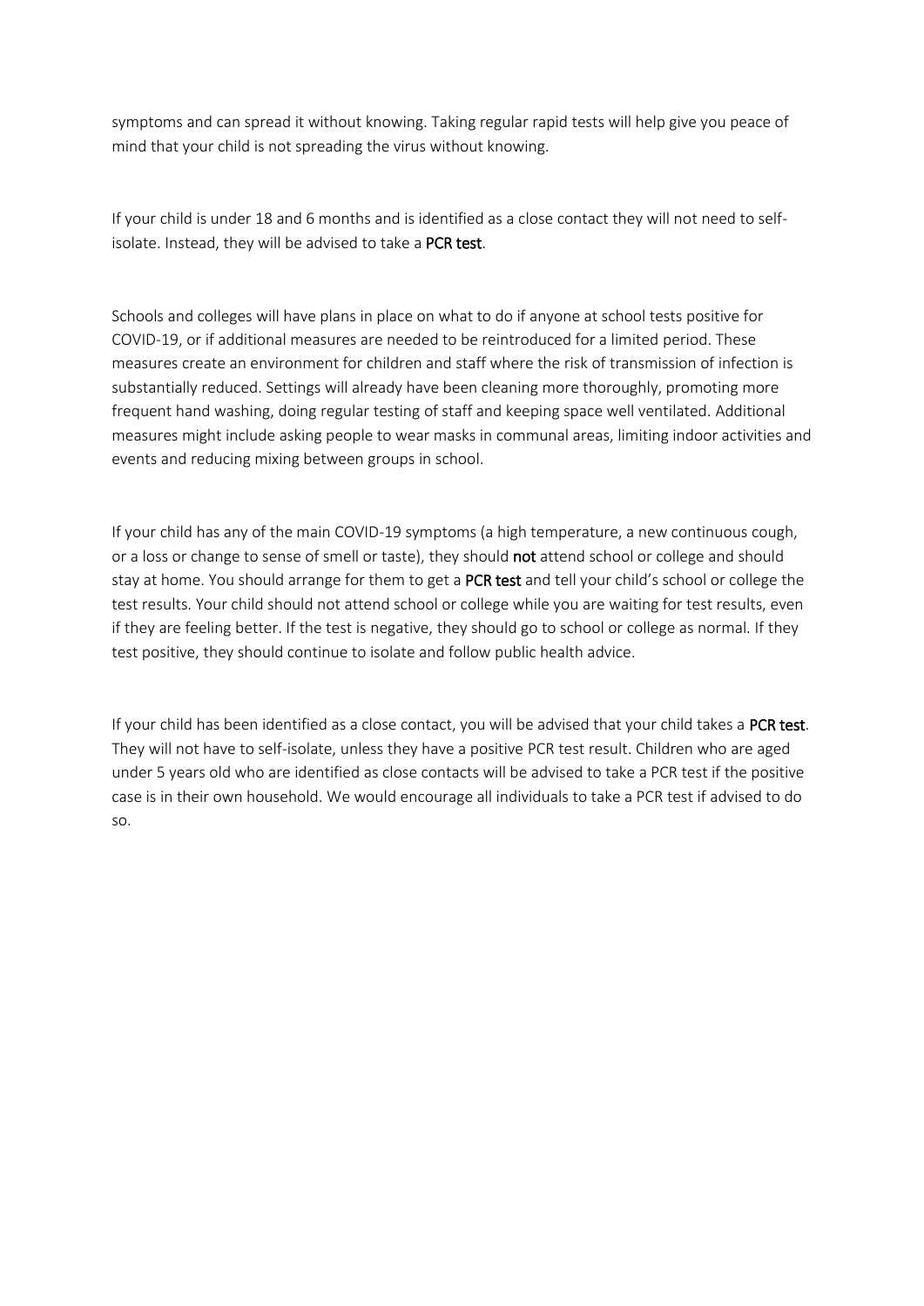symptoms and can spread it without knowing. Taking regular rapid tests will help give you peace of mind that your child is not spreading the virus without knowing.

If your child is under 18 and 6 months and is identified as a close contact they will not need to self-isolate. Instead, they will be advised to take a **PCR test**.

Schools and colleges will have plans in place on what to do if anyone at school tests positive for COVID-19, or if additional measures are needed to be reintroduced for a limited period. These measures create an environment for children and staff where the risk of transmission of infection is substantially reduced. Settings will already have been cleaning more thoroughly, promoting more frequent hand washing, doing regular testing of staff and keeping space well ventilated. Additional measures might include asking people to wear masks in communal areas, limiting indoor activities and events and reducing mixing between groups in school.

If your child has any of the main COVID-19 symptoms (a high temperature, a new continuous cough, or a loss or change to sense of smell or taste), they should **not** attend school or college and should stay at home. You should arrange for them to get a **PCR test** and tell your child's school or college the test results. Your child should not attend school or college while you are waiting for test results, even if they are feeling better. If the test is negative, they should go to school or college as normal. If they test positive, they should continue to isolate and follow public health advice.

If your child has been identified as a close contact, you will be advised that your child takes a **PCR test**. They will not have to self-isolate, unless they have a positive PCR test result. Children who are aged under 5 years old who are identified as close contacts will be advised to take a PCR test if the positive case is in their own household. We would encourage all individuals to take a PCR test if advised to do so.